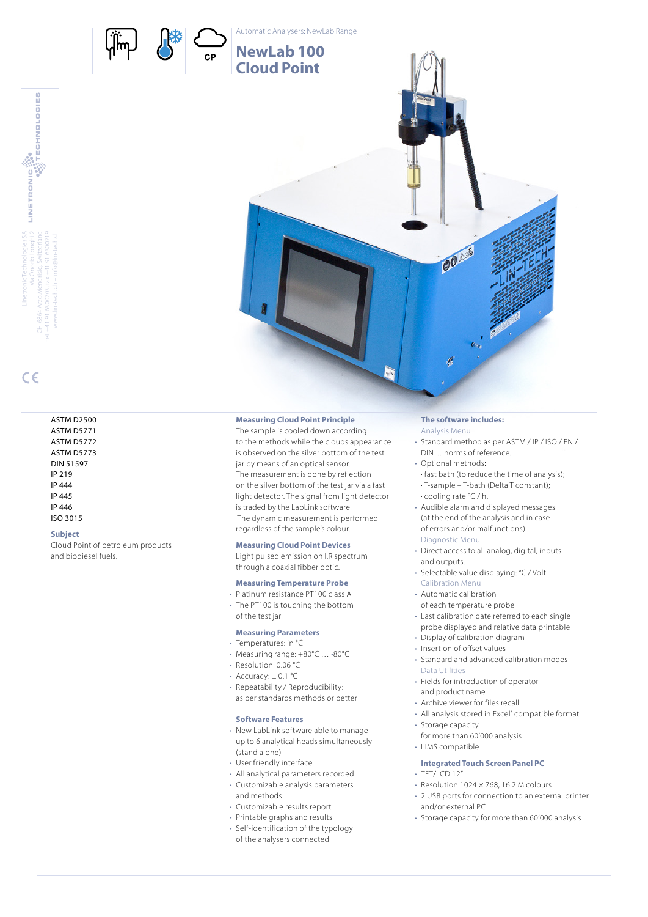Automatic Analysers: NewLab Range

# NewLab 100 Cloud Point

LinetronicTechnologies SA
Via Onorio Longhi 2
CH-6864 Arzo/Mendrisio, Switzerland
tel +41 91 6300703, fax +41 91 6300719
www.lin-tech.ch – info@lin-tech.ch

ASTM D2500
ASTM D5771
ASTM D5772
ASTM D5773
DIN 51597
IP 219
IP 444
IP 445
IP 446
ISO 3015

### Subject

Cloud Point of petroleum products and biodiesel fuels.

### Measuring Cloud Point Principle

The sample is cooled down according to the methods while the clouds appearance is observed on the silver bottom of the test jar by means of an optical sensor.
The measurement is done by reflection on the silver bottom of the test jar via a fast light detector. The signal from light detector is traded by the LabLink software.
The dynamic measurement is performed regardless of the sample's colour.

### Measuring Cloud Point Devices

Light pulsed emission on I.R spectrum through a coaxial fibber optic.

### Measuring Temperature Probe

- Platinum resistance PT100 class A
- The PT100 is touching the bottom of the test jar.

### Measuring Parameters

- Temperatures: in °C
- Measuring range: +80°C … -80°C
- Resolution: 0.06 °C
- Accuracy: ± 0.1 °C
- Repeatability / Reproducibility: as per standards methods or better

### Software Features

- New LabLink software able to manage up to 6 analytical heads simultaneously (stand alone)
- User friendly interface
- All analytical parameters recorded
- Customizable analysis parameters and methods
- Customizable results report
- Printable graphs and results
- Self-identification of the typology of the analysers connected

### The software includes:

Analysis Menu

- Standard method as per ASTM / IP / ISO / EN / DIN… norms of reference.
- Optional methods:
  - fast bath (to reduce the time of analysis);
  - T-sample – T-bath (Delta T constant);
  - cooling rate °C / h.
- Audible alarm and displayed messages (at the end of the analysis and in case of errors and/or malfunctions).

Diagnostic Menu

- Direct access to all analog, digital, inputs and outputs.
- Selectable value displaying: °C / Volt

Calibration Menu

- Automatic calibration of each temperature probe
- Last calibration date referred to each single probe displayed and relative data printable
- Display of calibration diagram
- Insertion of offset values
- Standard and advanced calibration modes

Data Utilities

- Fields for introduction of operator and product name
- Archive viewer for files recall
- All analysis stored in Excel® compatible format
- Storage capacity for more than 60'000 analysis
- LIMS compatible

### Integrated Touch Screen Panel PC

- TFT/LCD 12"
- Resolution 1024 × 768, 16.2 M colours
- 2 USB ports for connection to an external printer and/or external PC
- Storage capacity for more than 60'000 analysis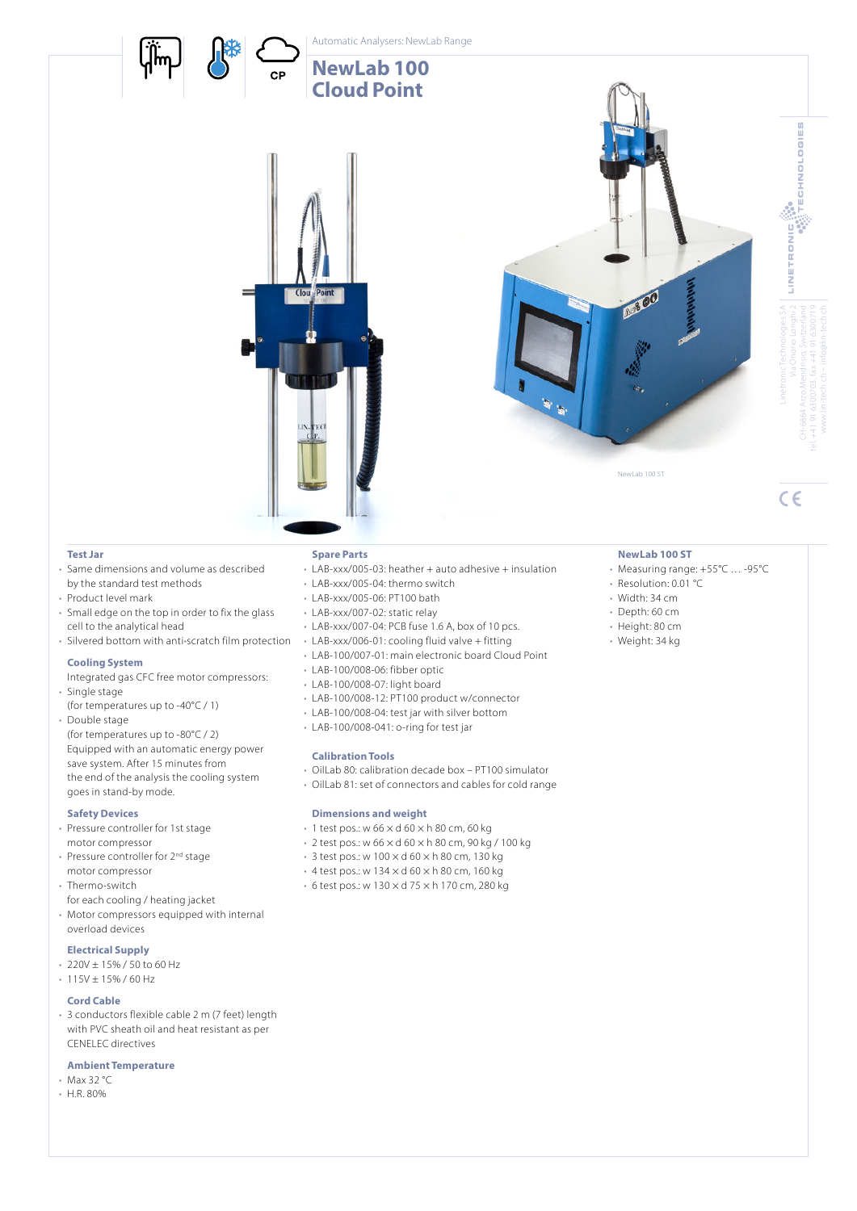Automatic Analysers: NewLab Range

# NewLab 100 Cloud Point

NewLab 100 ST

### Test Jar

- Same dimensions and volume as described by the standard test methods
- Product level mark
- Small edge on the top in order to fix the glass cell to the analytical head
- Silvered bottom with anti-scratch film protection

### Cooling System

Integrated gas CFC free motor compressors:

- Single stage (for temperatures up to -40°C / 1)
- Double stage (for temperatures up to -80°C / 2)

Equipped with an automatic energy power save system. After 15 minutes from the end of the analysis the cooling system goes in stand-by mode.

### Safety Devices

- Pressure controller for 1st stage motor compressor
- Pressure controller for 2nd stage motor compressor
- Thermo-switch for each cooling / heating jacket
- Motor compressors equipped with internal overload devices

### Electrical Supply

- 220V ± 15% / 50 to 60 Hz
- 115V ± 15% / 60 Hz

### Cord Cable

- 3 conductors flexible cable 2 m (7 feet) length with PVC sheath oil and heat resistant as per CENELEC directives

### Ambient Temperature

- Max 32 °C
- H.R. 80%

### Spare Parts

- LAB-xxx/005-03: heather + auto adhesive + insulation
- LAB-xxx/005-04: thermo switch
- LAB-xxx/005-06: PT100 bath
- LAB-xxx/007-02: static relay
- LAB-xxx/007-04: PCB fuse 1.6 A, box of 10 pcs.
- LAB-xxx/006-01: cooling fluid valve + fitting
- LAB-100/007-01: main electronic board Cloud Point
- LAB-100/008-06: fibber optic
- LAB-100/008-07: light board
- LAB-100/008-12: PT100 product w/connector
- LAB-100/008-04: test jar with silver bottom
- LAB-100/008-041: o-ring for test jar

### Calibration Tools

- OilLab 80: calibration decade box – PT100 simulator
- OilLab 81: set of connectors and cables for cold range

### Dimensions and weight

- 1 test pos.: w 66 × d 60 × h 80 cm, 60 kg
- 2 test pos.: w 66 × d 60 × h 80 cm, 90 kg / 100 kg
- 3 test pos.: w 100 × d 60 × h 80 cm, 130 kg
- 4 test pos.: w 134 × d 60 × h 80 cm, 160 kg
- 6 test pos.: w 130 × d 75 × h 170 cm, 280 kg

### NewLab 100 ST

- Measuring range: +55°C … -95°C
- Resolution: 0.01 °C
- Width: 34 cm
- Depth: 60 cm
- Height: 80 cm
- Weight: 34 kg

LINETRONIC TECHNOLOGIES

Linetronic Technologies SA
Via Onorio Longhi 2
CH-6864 Arzo-Mendrisio, Switzerland
tel. +41 91 6300703, fax +41 91 6300719
www.lin-tech.ch – info@lin-tech.ch